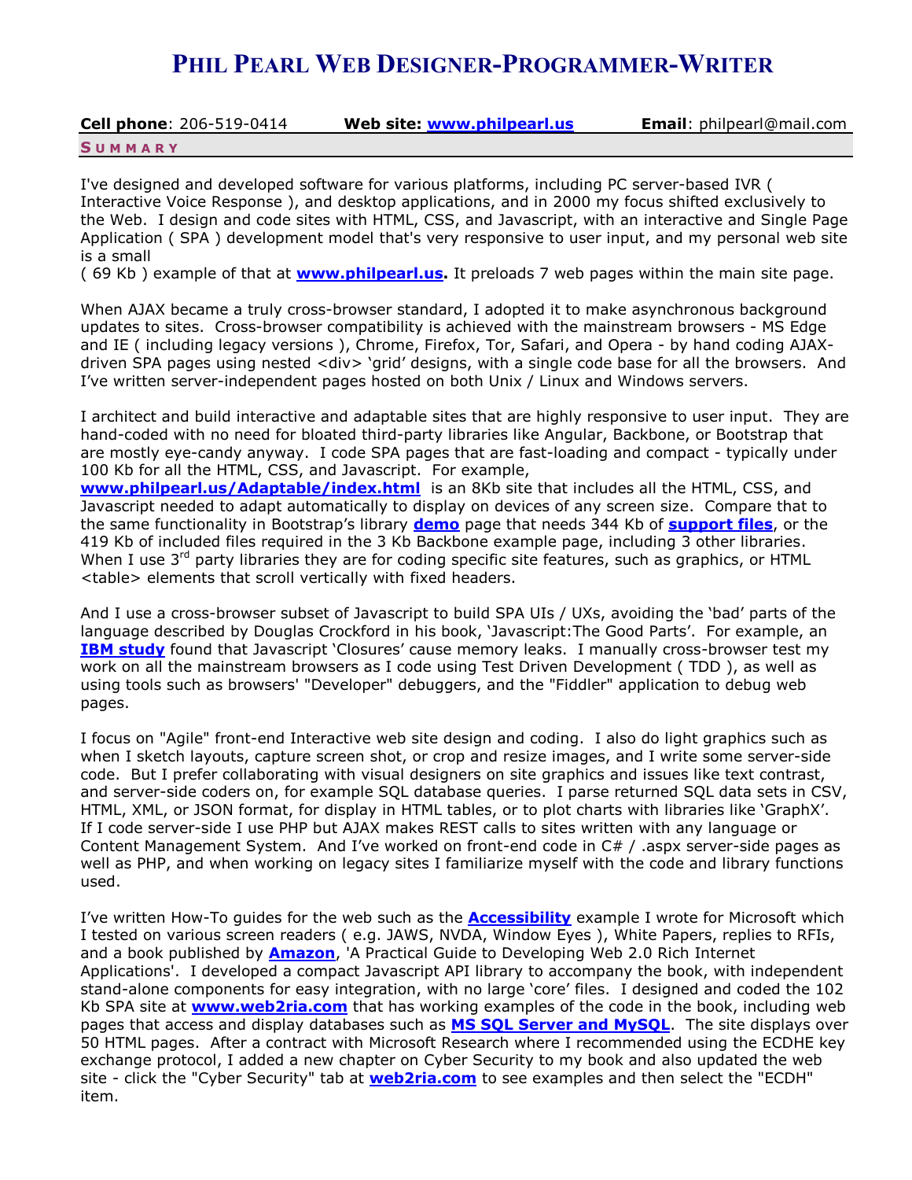# PHIL PEARL WEB DESIGNER-PROGRAMMER-WRITER

**Cell phone**: 206-519-0414 **Web site: www.philpearl.us** **Email**: philpearl@mail.com

## SUMMARY

I've designed and developed software for various platforms, including PC server-based IVR ( Interactive Voice Response ), and desktop applications, and in 2000 my focus shifted exclusively to the Web. I design and code sites with HTML, CSS, and Javascript, with an interactive and Single Page Application ( SPA ) development model that's very responsive to user input, and my personal web site is a small
( 69 Kb ) example of that at **www.philpearl.us.** It preloads 7 web pages within the main site page.

When AJAX became a truly cross-browser standard, I adopted it to make asynchronous background updates to sites. Cross-browser compatibility is achieved with the mainstream browsers - MS Edge and IE ( including legacy versions ), Chrome, Firefox, Tor, Safari, and Opera - by hand coding AJAX-driven SPA pages using nested <div> 'grid' designs, with a single code base for all the browsers. And I've written server-independent pages hosted on both Unix / Linux and Windows servers.

I architect and build interactive and adaptable sites that are highly responsive to user input. They are hand-coded with no need for bloated third-party libraries like Angular, Backbone, or Bootstrap that are mostly eye-candy anyway. I code SPA pages that are fast-loading and compact - typically under 100 Kb for all the HTML, CSS, and Javascript. For example, **www.philpearl.us/Adaptable/index.html** is an 8Kb site that includes all the HTML, CSS, and Javascript needed to adapt automatically to display on devices of any screen size. Compare that to the same functionality in Bootstrap's library **demo** page that needs 344 Kb of **support files**, or the 419 Kb of included files required in the 3 Kb Backbone example page, including 3 other libraries. When I use 3rd party libraries they are for coding specific site features, such as graphics, or HTML <table> elements that scroll vertically with fixed headers.

And I use a cross-browser subset of Javascript to build SPA UIs / UXs, avoiding the 'bad' parts of the language described by Douglas Crockford in his book, 'Javascript:The Good Parts'. For example, an **IBM study** found that Javascript 'Closures' cause memory leaks. I manually cross-browser test my work on all the mainstream browsers as I code using Test Driven Development ( TDD ), as well as using tools such as browsers' "Developer" debuggers, and the "Fiddler" application to debug web pages.

I focus on "Agile" front-end Interactive web site design and coding. I also do light graphics such as when I sketch layouts, capture screen shot, or crop and resize images, and I write some server-side code. But I prefer collaborating with visual designers on site graphics and issues like text contrast, and server-side coders on, for example SQL database queries. I parse returned SQL data sets in CSV, HTML, XML, or JSON format, for display in HTML tables, or to plot charts with libraries like 'GraphX'. If I code server-side I use PHP but AJAX makes REST calls to sites written with any language or Content Management System. And I've worked on front-end code in C# / .aspx server-side pages as well as PHP, and when working on legacy sites I familiarize myself with the code and library functions used.

I've written How-To guides for the web such as the **Accessibility** example I wrote for Microsoft which I tested on various screen readers ( e.g. JAWS, NVDA, Window Eyes ), White Papers, replies to RFIs, and a book published by **Amazon**, 'A Practical Guide to Developing Web 2.0 Rich Internet Applications'. I developed a compact Javascript API library to accompany the book, with independent stand-alone components for easy integration, with no large 'core' files. I designed and coded the 102 Kb SPA site at **www.web2ria.com** that has working examples of the code in the book, including web pages that access and display databases such as **MS SQL Server and MySQL**. The site displays over 50 HTML pages. After a contract with Microsoft Research where I recommended using the ECDHE key exchange protocol, I added a new chapter on Cyber Security to my book and also updated the web site - click the "Cyber Security" tab at **web2ria.com** to see examples and then select the "ECDH" item.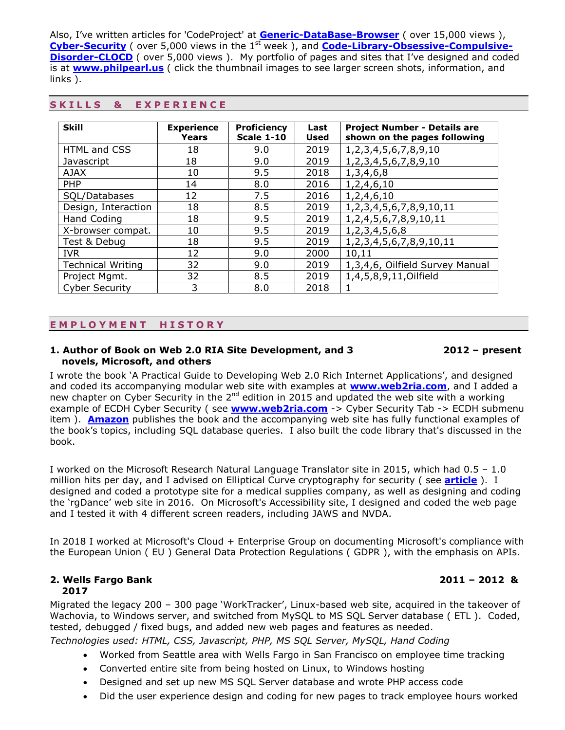Also, I've written articles for 'CodeProject' at **Generic-DataBase-Browser** ( over 15,000 views ), **Cyber-Security** ( over 5,000 views in the 1st week ), and **Code-Library-Obsessive-Compulsive-Disorder-CLOCD** ( over 5,000 views ). My portfolio of pages and sites that I've designed and coded is at **www.philpearl.us** ( click the thumbnail images to see larger screen shots, information, and links ).

## SKILLS & EXPERIENCE

| Skill | Experience Years | Proficiency Scale 1-10 | Last Used | Project Number - Details are shown on the pages following |
|---|---|---|---|---|
| HTML and CSS | 18 | 9.0 | 2019 | 1,2,3,4,5,6,7,8,9,10 |
| Javascript | 18 | 9.0 | 2019 | 1,2,3,4,5,6,7,8,9,10 |
| AJAX | 10 | 9.5 | 2018 | 1,3,4,6,8 |
| PHP | 14 | 8.0 | 2016 | 1,2,4,6,10 |
| SQL/Databases | 12 | 7.5 | 2016 | 1,2,4,6,10 |
| Design, Interaction | 18 | 8.5 | 2019 | 1,2,3,4,5,6,7,8,9,10,11 |
| Hand Coding | 18 | 9.5 | 2019 | 1,2,4,5,6,7,8,9,10,11 |
| X-browser compat. | 10 | 9.5 | 2019 | 1,2,3,4,5,6,8 |
| Test & Debug | 18 | 9.5 | 2019 | 1,2,3,4,5,6,7,8,9,10,11 |
| IVR | 12 | 9.0 | 2000 | 10,11 |
| Technical Writing | 32 | 9.0 | 2019 | 1,3,4,6, Oilfield Survey Manual |
| Project Mgmt. | 32 | 8.5 | 2019 | 1,4,5,8,9,11,Oilfield |
| Cyber Security | 3 | 8.0 | 2018 | 1 |

## EMPLOYMENT HISTORY

### 1. Author of Book on Web 2.0 RIA Site Development, and 3 novels, Microsoft, and others — 2012 – present

I wrote the book 'A Practical Guide to Developing Web 2.0 Rich Internet Applications', and designed and coded its accompanying modular web site with examples at **www.web2ria.com**, and I added a new chapter on Cyber Security in the 2nd edition in 2015 and updated the web site with a working example of ECDH Cyber Security ( see **www.web2ria.com** -> Cyber Security Tab -> ECDH submenu item ). **Amazon** publishes the book and the accompanying web site has fully functional examples of the book's topics, including SQL database queries. I also built the code library that's discussed in the book.

I worked on the Microsoft Research Natural Language Translator site in 2015, which had 0.5 – 1.0 million hits per day, and I advised on Elliptical Curve cryptography for security ( see **article** ). I designed and coded a prototype site for a medical supplies company, as well as designing and coding the 'rgDance' web site in 2016. On Microsoft's Accessibility site, I designed and coded the web page and I tested it with 4 different screen readers, including JAWS and NVDA.

In 2018 I worked at Microsoft's Cloud + Enterprise Group on documenting Microsoft's compliance with the European Union ( EU ) General Data Protection Regulations ( GDPR ), with the emphasis on APIs.

### 2. Wells Fargo Bank — 2011 – 2012 & 2017

Migrated the legacy 200 – 300 page 'WorkTracker', Linux-based web site, acquired in the takeover of Wachovia, to Windows server, and switched from MySQL to MS SQL Server database ( ETL ). Coded, tested, debugged / fixed bugs, and added new web pages and features as needed.

*Technologies used: HTML, CSS, Javascript, PHP, MS SQL Server, MySQL, Hand Coding*

- Worked from Seattle area with Wells Fargo in San Francisco on employee time tracking
- Converted entire site from being hosted on Linux, to Windows hosting
- Designed and set up new MS SQL Server database and wrote PHP access code
- Did the user experience design and coding for new pages to track employee hours worked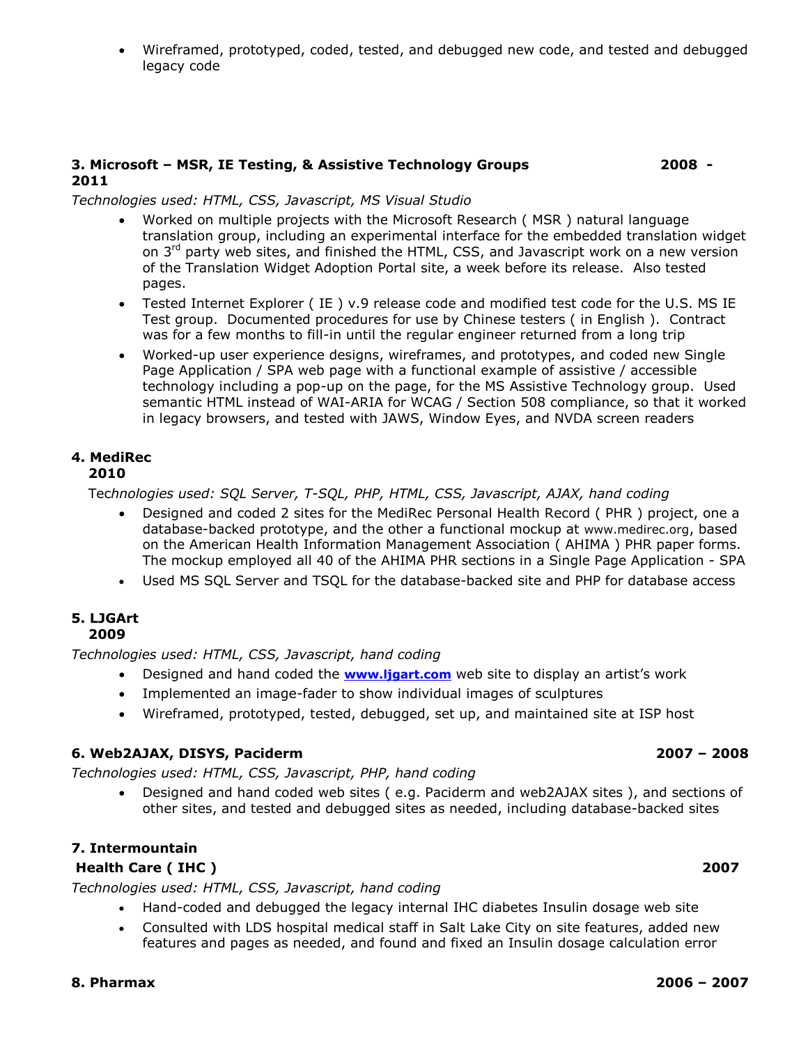- Wireframed, prototyped, coded, tested, and debugged new code, and tested and debugged legacy code

**3. Microsoft – MSR, IE Testing, & Assistive Technology Groups 2008 - 2011**

*Technologies used: HTML, CSS, Javascript, MS Visual Studio*

- Worked on multiple projects with the Microsoft Research ( MSR ) natural language translation group, including an experimental interface for the embedded translation widget on 3rd party web sites, and finished the HTML, CSS, and Javascript work on a new version of the Translation Widget Adoption Portal site, a week before its release. Also tested pages.
- Tested Internet Explorer ( IE ) v.9 release code and modified test code for the U.S. MS IE Test group. Documented procedures for use by Chinese testers ( in English ). Contract was for a few months to fill-in until the regular engineer returned from a long trip
- Worked-up user experience designs, wireframes, and prototypes, and coded new Single Page Application / SPA web page with a functional example of assistive / accessible technology including a pop-up on the page, for the MS Assistive Technology group. Used semantic HTML instead of WAI-ARIA for WCAG / Section 508 compliance, so that it worked in legacy browsers, and tested with JAWS, Window Eyes, and NVDA screen readers

**4. MediRec**
**2010**

*Technologies used: SQL Server, T-SQL, PHP, HTML, CSS, Javascript, AJAX, hand coding*

- Designed and coded 2 sites for the MediRec Personal Health Record ( PHR ) project, one a database-backed prototype, and the other a functional mockup at www.medirec.org, based on the American Health Information Management Association ( AHIMA ) PHR paper forms. The mockup employed all 40 of the AHIMA PHR sections in a Single Page Application - SPA
- Used MS SQL Server and TSQL for the database-backed site and PHP for database access

**5. LJGArt**
**2009**

*Technologies used: HTML, CSS, Javascript, hand coding*

- Designed and hand coded the **www.ljgart.com** web site to display an artist's work
- Implemented an image-fader to show individual images of sculptures
- Wireframed, prototyped, tested, debugged, set up, and maintained site at ISP host

**6. Web2AJAX, DISYS, Paciderm 2007 – 2008**

*Technologies used: HTML, CSS, Javascript, PHP, hand coding*

- Designed and hand coded web sites ( e.g. Paciderm and web2AJAX sites ), and sections of other sites, and tested and debugged sites as needed, including database-backed sites

**7. Intermountain Health Care ( IHC ) 2007**

*Technologies used: HTML, CSS, Javascript, hand coding*

- Hand-coded and debugged the legacy internal IHC diabetes Insulin dosage web site
- Consulted with LDS hospital medical staff in Salt Lake City on site features, added new features and pages as needed, and found and fixed an Insulin dosage calculation error

**8. Pharmax 2006 – 2007**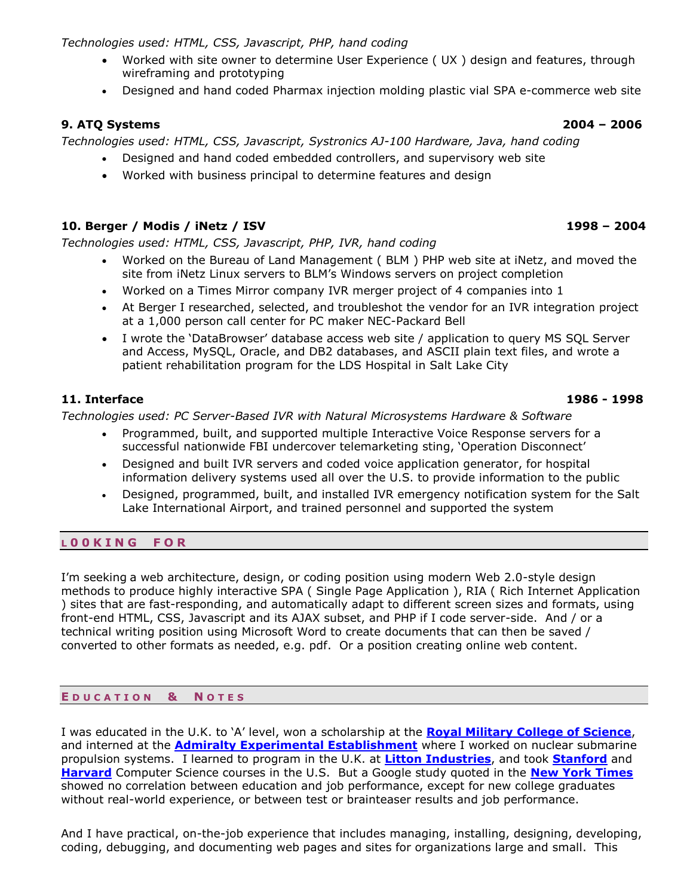*Technologies used: HTML, CSS, Javascript, PHP, hand coding*

- Worked with site owner to determine User Experience ( UX ) design and features, through wireframing and prototyping
- Designed and hand coded Pharmax injection molding plastic vial SPA e-commerce web site

**9. ATQ Systems** **2004 – 2006**

*Technologies used: HTML, CSS, Javascript, Systronics AJ-100 Hardware, Java, hand coding*

- Designed and hand coded embedded controllers, and supervisory web site
- Worked with business principal to determine features and design

**10. Berger / Modis / iNetz / ISV** **1998 – 2004**

*Technologies used: HTML, CSS, Javascript, PHP, IVR, hand coding*

- Worked on the Bureau of Land Management ( BLM ) PHP web site at iNetz, and moved the site from iNetz Linux servers to BLM's Windows servers on project completion
- Worked on a Times Mirror company IVR merger project of 4 companies into 1
- At Berger I researched, selected, and troubleshot the vendor for an IVR integration project at a 1,000 person call center for PC maker NEC-Packard Bell
- I wrote the 'DataBrowser' database access web site / application to query MS SQL Server and Access, MySQL, Oracle, and DB2 databases, and ASCII plain text files, and wrote a patient rehabilitation program for the LDS Hospital in Salt Lake City

**11. Interface** **1986 - 1998**

*Technologies used: PC Server-Based IVR with Natural Microsystems Hardware & Software*

- Programmed, built, and supported multiple Interactive Voice Response servers for a successful nationwide FBI undercover telemarketing sting, 'Operation Disconnect'
- Designed and built IVR servers and coded voice application generator, for hospital information delivery systems used all over the U.S. to provide information to the public
- Designed, programmed, built, and installed IVR emergency notification system for the Salt Lake International Airport, and trained personnel and supported the system

## LOOKING FOR

I'm seeking a web architecture, design, or coding position using modern Web 2.0-style design methods to produce highly interactive SPA ( Single Page Application ), RIA ( Rich Internet Application ) sites that are fast-responding, and automatically adapt to different screen sizes and formats, using front-end HTML, CSS, Javascript and its AJAX subset, and PHP if I code server-side. And / or a technical writing position using Microsoft Word to create documents that can then be saved / converted to other formats as needed, e.g. pdf. Or a position creating online web content.

## EDUCATION & NOTES

I was educated in the U.K. to 'A' level, won a scholarship at the **Royal Military College of Science**, and interned at the **Admiralty Experimental Establishment** where I worked on nuclear submarine propulsion systems. I learned to program in the U.K. at **Litton Industries**, and took **Stanford** and **Harvard** Computer Science courses in the U.S. But a Google study quoted in the **New York Times** showed no correlation between education and job performance, except for new college graduates without real-world experience, or between test or brainteaser results and job performance.

And I have practical, on-the-job experience that includes managing, installing, designing, developing, coding, debugging, and documenting web pages and sites for organizations large and small. This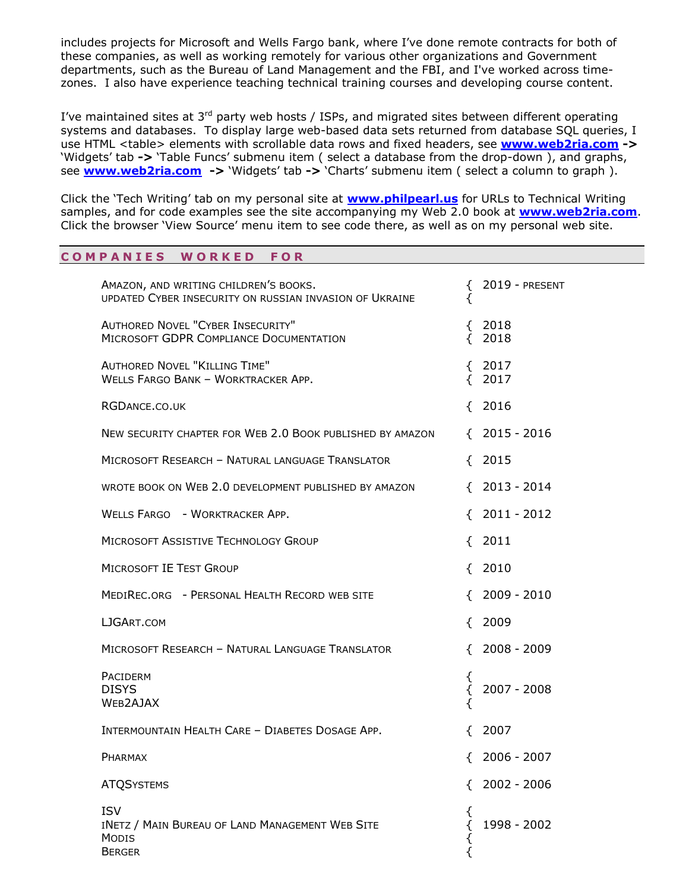includes projects for Microsoft and Wells Fargo bank, where I've done remote contracts for both of these companies, as well as working remotely for various other organizations and Government departments, such as the Bureau of Land Management and the FBI, and I've worked across time-zones. I also have experience teaching technical training courses and developing course content.

I've maintained sites at 3rd party web hosts / ISPs, and migrated sites between different operating systems and databases. To display large web-based data sets returned from database SQL queries, I use HTML <table> elements with scrollable data rows and fixed headers, see **www.web2ria.com** **->** 'Widgets' tab **->** 'Table Funcs' submenu item ( select a database from the drop-down ), and graphs, see **www.web2ria.com** **->** 'Widgets' tab **->** 'Charts' submenu item ( select a column to graph ).

Click the 'Tech Writing' tab on my personal site at **www.philpearl.us** for URLs to Technical Writing samples, and for code examples see the site accompanying my Web 2.0 book at **www.web2ria.com**. Click the browser 'View Source' menu item to see code there, as well as on my personal web site.

## COMPANIES WORKED FOR

| | |
|---|---|
| Amazon, and writing children's books.<br>updated Cyber Insecurity on Russian invasion of Ukraine | { 2019 - present<br>{ |
| Authored Novel "Cyber Insecurity"<br>Microsoft GDPR Compliance Documentation | { 2018<br>{ 2018 |
| Authored Novel "Killing Time"<br>Wells Fargo Bank – Worktracker App. | { 2017<br>{ 2017 |
| RGDance.co.uk | { 2016 |
| New security chapter for Web 2.0 Book published by amazon | { 2015 - 2016 |
| Microsoft Research – Natural language Translator | { 2015 |
| wrote book on Web 2.0 development published by amazon | { 2013 - 2014 |
| Wells Fargo - Worktracker App. | { 2011 - 2012 |
| Microsoft Assistive Technology Group | { 2011 |
| Microsoft IE Test Group | { 2010 |
| MediRec.org - Personal Health Record web site | { 2009 - 2010 |
| LJGArt.com | { 2009 |
| Microsoft Research – Natural Language Translator | { 2008 - 2009 |
| Paciderm<br>DISYS<br>Web2AJAX | {<br>{ 2007 - 2008<br>{ |
| Intermountain Health Care – Diabetes Dosage App. | { 2007 |
| Pharmax | { 2006 - 2007 |
| ATQSystems | { 2002 - 2006 |
| ISV<br>iNetz / Main Bureau of Land Management Web Site<br>Modis<br>Berger | {<br>{ 1998 - 2002<br>{<br>{ |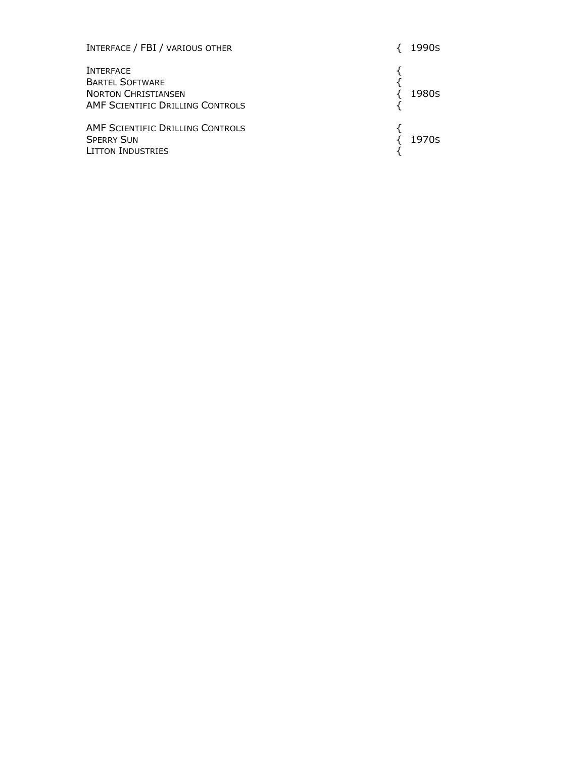| | |
|---|---|
| INTERFACE / FBI / VARIOUS OTHER | { 1990S |
| INTERFACE<br>BARTEL SOFTWARE<br>NORTON CHRISTIANSEN<br>AMF SCIENTIFIC DRILLING CONTROLS | { 1980S |
| AMF SCIENTIFIC DRILLING CONTROLS<br>SPERRY SUN<br>LITTON INDUSTRIES | { 1970S |